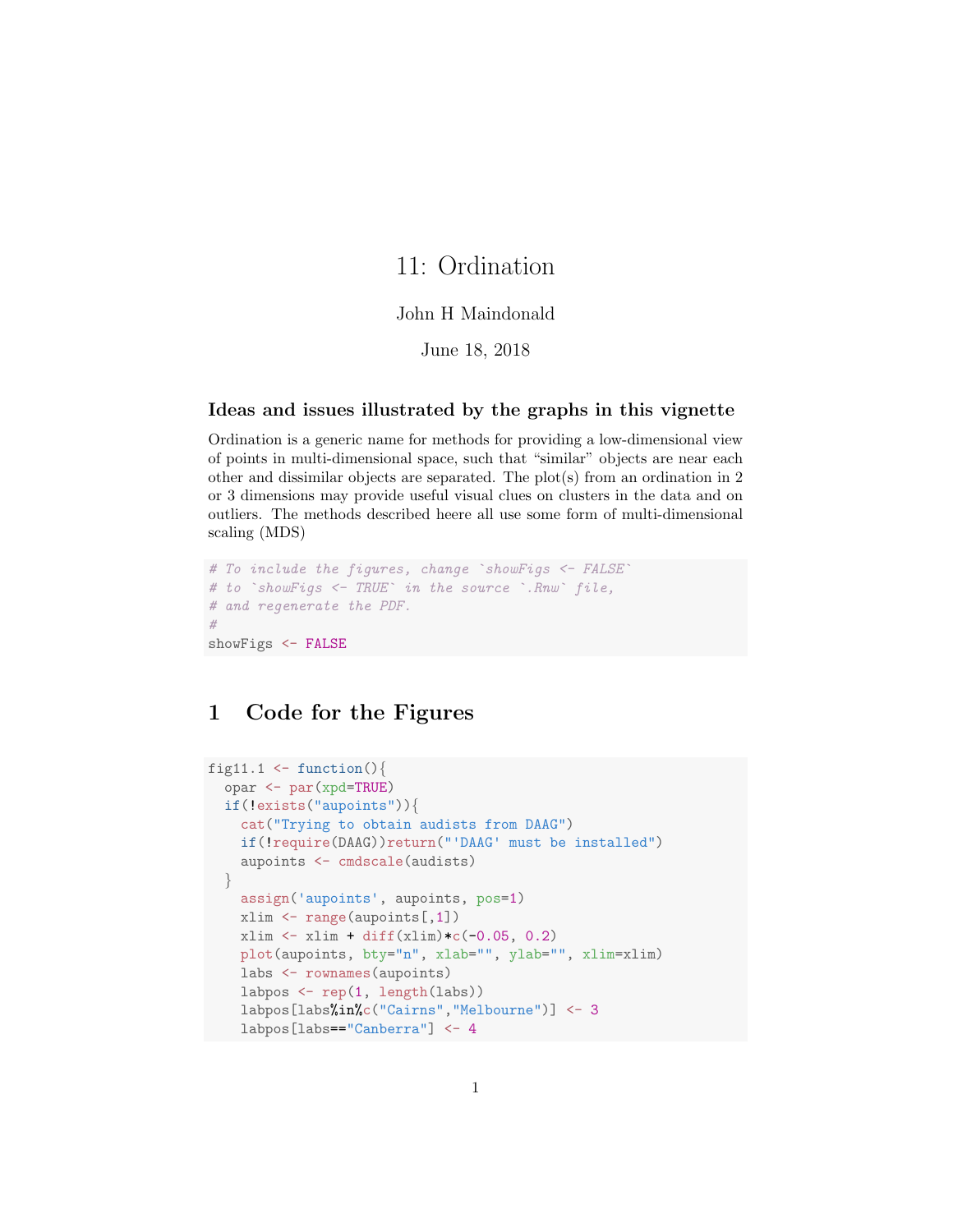# 11: Ordination

John H Maindonald

June 18, 2018

### Ideas and issues illustrated by the graphs in this vignette

Ordination is a generic name for methods for providing a low-dimensional view of points in multi-dimensional space, such that "similar" objects are near each other and dissimilar objects are separated. The plot(s) from an ordination in 2 or 3 dimensions may provide useful visual clues on clusters in the data and on outliers. The methods described heere all use some form of multi-dimensional scaling (MDS)

```
# To include the figures, change `showFigs <- FALSE`
# to `showFigs <- TRUE` in the source `.Rnw` file,
# and regenerate the PDF.
#
showFigs <- FALSE
```

## 1 Code for the Figures

```
fig11.1 <- function(){
  opar <- par(xpd=TRUE)
  if(!exists("aupoints")){
    cat("Trying to obtain audists from DAAG")
    if(!require(DAAG))return("'DAAG' must be installed")
    aupoints <- cmdscale(audists)
  }
    assign('aupoints', aupoints, pos=1)
    xlim <- range(aupoints[,1])
    xlim <- xlim + diff(xlim)*c(-0.05, 0.2)
    plot(aupoints, bty="n", xlab="", ylab="", xlim=xlim)
    labs <- rownames(aupoints)
    labpos <- rep(1, length(labs))
    labpos[labs%in%c("Cairns","Melbourne")] <- 3
    labpos[labs=="Canberra"] <- 4
```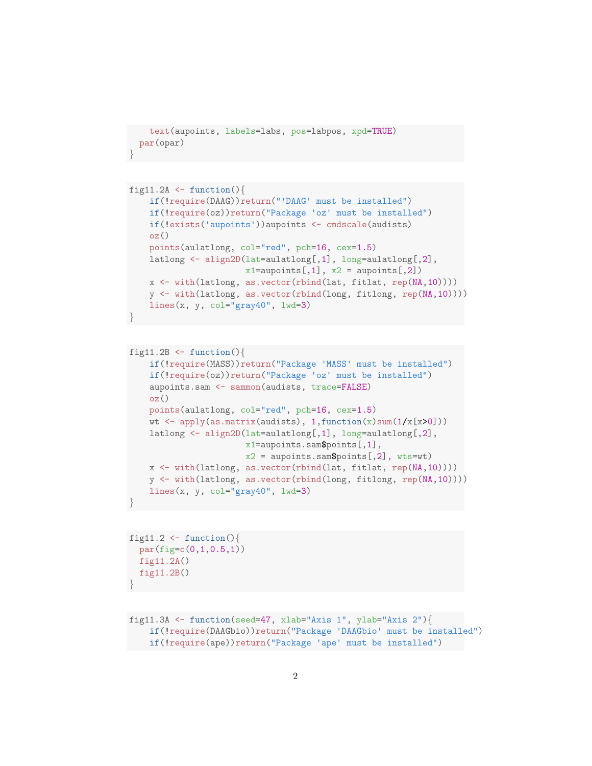```
    text(aupoints, labels=labs, pos=labpos, xpd=TRUE)
  par(opar)
}
```

```
fig11.2A <- function(){
    if(!require(DAAG))return("'DAAG' must be installed")
    if(!require(oz))return("Package 'oz' must be installed")
    if(!exists('aupoints'))aupoints <- cmdscale(audists)
    oz()
    points(aulatlong, col="red", pch=16, cex=1.5)
    latlong <- align2D(lat=aulatlong[,1], long=aulatlong[,2],
                       x1=aupoints[,1], x2 = aupoints[,2])
    x <- with(latlong, as.vector(rbind(lat, fitlat, rep(NA,10))))
    y <- with(latlong, as.vector(rbind(long, fitlong, rep(NA,10))))
    lines(x, y, col="gray40", lwd=3)
}
```

```
fig11.2B <- function(){
    if(!require(MASS))return("Package 'MASS' must be installed")
    if(!require(oz))return("Package 'oz' must be installed")
    aupoints.sam <- sammon(audists, trace=FALSE)
    oz()
    points(aulatlong, col="red", pch=16, cex=1.5)
    wt <- apply(as.matrix(audists), 1,function(x)sum(1/x[x>0]))
    latlong <- align2D(lat=aulatlong[,1], long=aulatlong[,2],
                       x1=aupoints.sam$points[,1],
                       x2 = aupoints.sam$points[,2], wts=wt)
    x <- with(latlong, as.vector(rbind(lat, fitlat, rep(NA,10))))
    y <- with(latlong, as.vector(rbind(long, fitlong, rep(NA,10))))
    lines(x, y, col="gray40", lwd=3)
}
```

```
fig11.2 <- function(){
  par(fig=c(0,1,0.5,1))
  fig11.2A()
  fig11.2B()
}
```

```
fig11.3A <- function(seed=47, xlab="Axis 1", ylab="Axis 2"){
    if(!require(DAAGbio))return("Package 'DAAGbio' must be installed")
    if(!require(ape))return("Package 'ape' must be installed")
```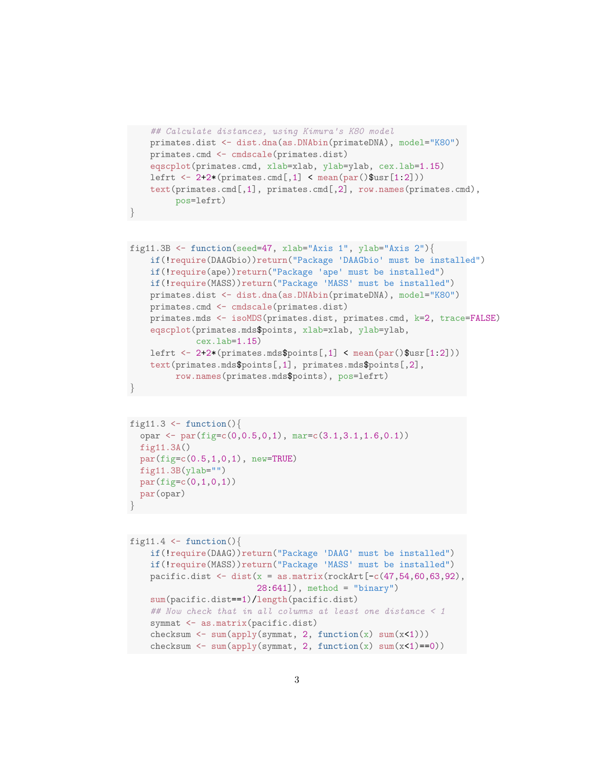```r
    ## Calculate distances, using Kimura's K80 model
    primates.dist <- dist.dna(as.DNAbin(primateDNA), model="K80")
    primates.cmd <- cmdscale(primates.dist)
    eqscplot(primates.cmd, xlab=xlab, ylab=ylab, cex.lab=1.15)
    lefrt <- 2+2*(primates.cmd[,1] < mean(par()$usr[1:2]))
    text(primates.cmd[,1], primates.cmd[,2], row.names(primates.cmd),
         pos=lefrt)
}
```

```r
fig11.3B <- function(seed=47, xlab="Axis 1", ylab="Axis 2"){
    if(!require(DAAGbio))return("Package 'DAAGbio' must be installed")
    if(!require(ape))return("Package 'ape' must be installed")
    if(!require(MASS))return("Package 'MASS' must be installed")
    primates.dist <- dist.dna(as.DNAbin(primateDNA), model="K80")
    primates.cmd <- cmdscale(primates.dist)
    primates.mds <- isoMDS(primates.dist, primates.cmd, k=2, trace=FALSE)
    eqscplot(primates.mds$points, xlab=xlab, ylab=ylab,
             cex.lab=1.15)
    lefrt <- 2+2*(primates.mds$points[,1] < mean(par()$usr[1:2]))
    text(primates.mds$points[,1], primates.mds$points[,2],
         row.names(primates.mds$points), pos=lefrt)
}
```

```r
fig11.3 <- function(){
  opar <- par(fig=c(0,0.5,0,1), mar=c(3.1,3.1,1.6,0.1))
  fig11.3A()
  par(fig=c(0.5,1,0,1), new=TRUE)
  fig11.3B(ylab="")
  par(fig=c(0,1,0,1))
  par(opar)
}
```

```r
fig11.4 <- function(){
    if(!require(DAAG))return("Package 'DAAG' must be installed")
    if(!require(MASS))return("Package 'MASS' must be installed")
    pacific.dist <- dist(x = as.matrix(rockArt[-c(47,54,60,63,92),
                         28:641]), method = "binary")
    sum(pacific.dist==1)/length(pacific.dist)
    ## Now check that in all columns at least one distance < 1
    symmat <- as.matrix(pacific.dist)
    checksum <- sum(apply(symmat, 2, function(x) sum(x<1)))
    checksum <- sum(apply(symmat, 2, function(x) sum(x<1)==0))
```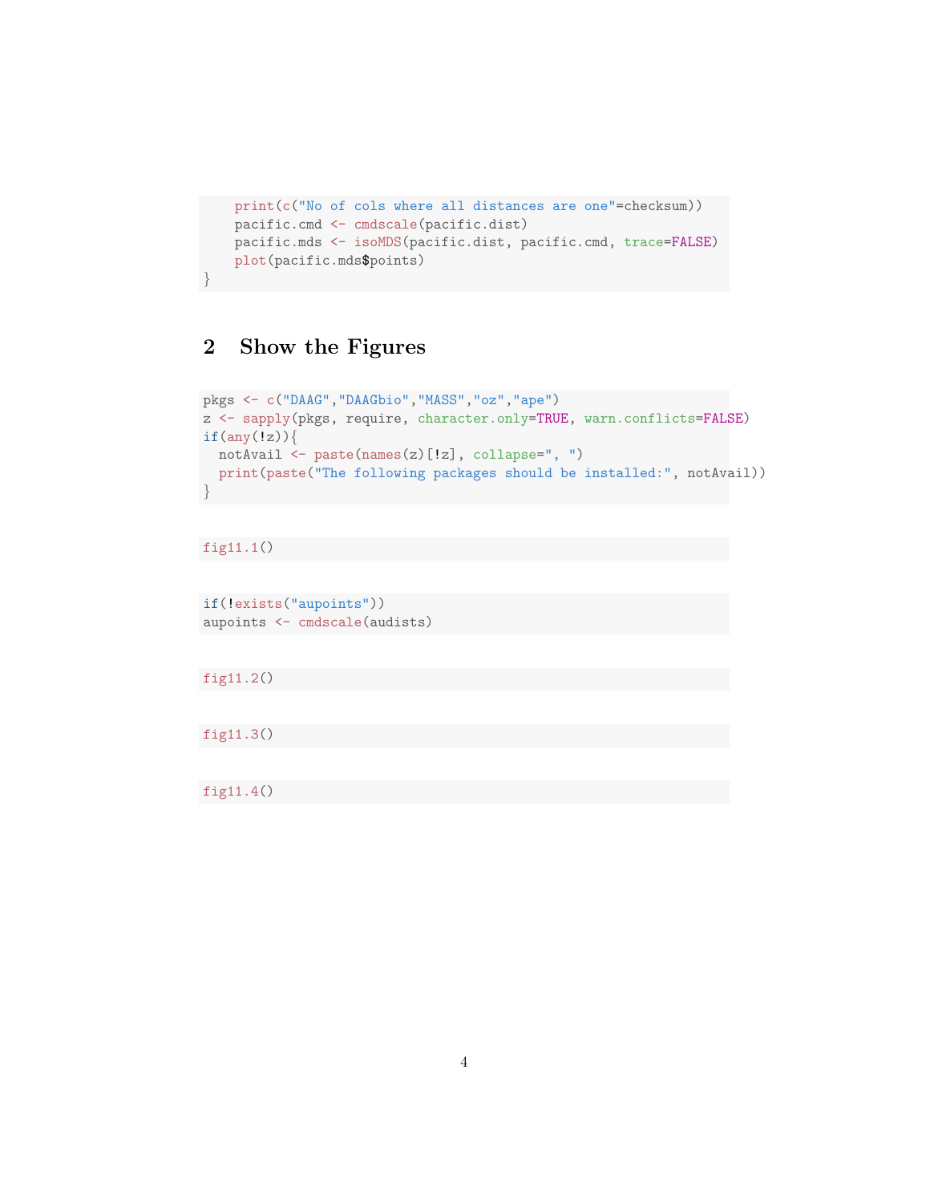```r
    print(c("No of cols where all distances are one"=checksum))
    pacific.cmd <- cmdscale(pacific.dist)
    pacific.mds <- isoMDS(pacific.dist, pacific.cmd, trace=FALSE)
    plot(pacific.mds$points)
}
```

## 2 Show the Figures

```r
pkgs <- c("DAAG","DAAGbio","MASS","oz","ape")
z <- sapply(pkgs, require, character.only=TRUE, warn.conflicts=FALSE)
if(any(!z)){
  notAvail <- paste(names(z)[!z], collapse=", ")
  print(paste("The following packages should be installed:", notAvail))
}
```

```r
fig11.1()
```

```r
if(!exists("aupoints"))
aupoints <- cmdscale(audists)
```

```r
fig11.2()
```

```r
fig11.3()
```

```r
fig11.4()
```